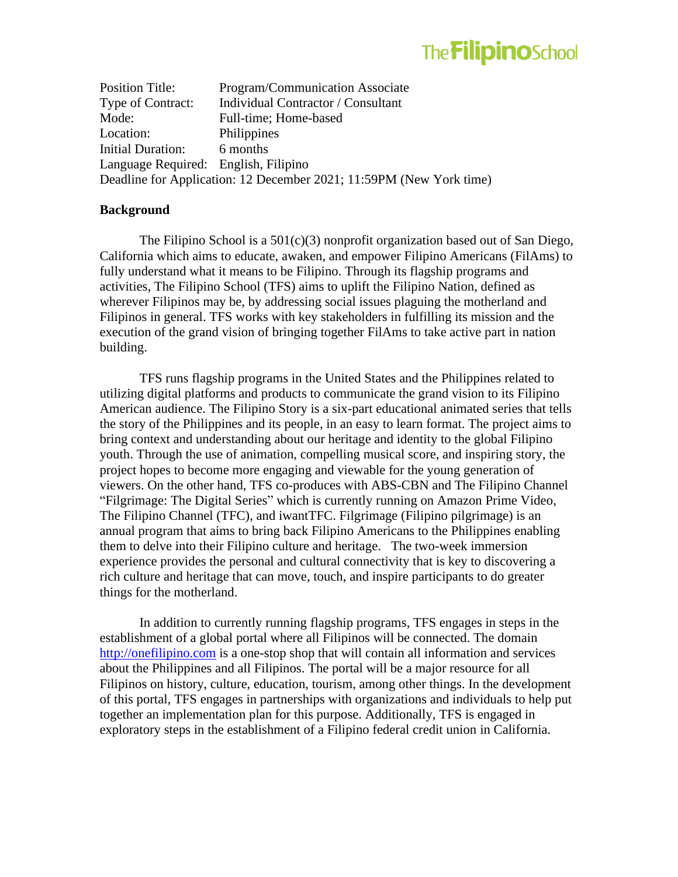Position Title: Program/Communication Associate
Type of Contract: Individual Contractor / Consultant
Mode: Full-time; Home-based
Location: Philippines
Initial Duration: 6 months
Language Required: English, Filipino
Deadline for Application: 12 December 2021; 11:59PM (New York time)

**Background**

The Filipino School is a 501(c)(3) nonprofit organization based out of San Diego, California which aims to educate, awaken, and empower Filipino Americans (FilAms) to fully understand what it means to be Filipino. Through its flagship programs and activities, The Filipino School (TFS) aims to uplift the Filipino Nation, defined as wherever Filipinos may be, by addressing social issues plaguing the motherland and Filipinos in general. TFS works with key stakeholders in fulfilling its mission and the execution of the grand vision of bringing together FilAms to take active part in nation building.

TFS runs flagship programs in the United States and the Philippines related to utilizing digital platforms and products to communicate the grand vision to its Filipino American audience. The Filipino Story is a six-part educational animated series that tells the story of the Philippines and its people, in an easy to learn format. The project aims to bring context and understanding about our heritage and identity to the global Filipino youth. Through the use of animation, compelling musical score, and inspiring story, the project hopes to become more engaging and viewable for the young generation of viewers. On the other hand, TFS co-produces with ABS-CBN and The Filipino Channel "Filgrimage: The Digital Series" which is currently running on Amazon Prime Video, The Filipino Channel (TFC), and iwantTFC. Filgrimage (Filipino pilgrimage) is an annual program that aims to bring back Filipino Americans to the Philippines enabling them to delve into their Filipino culture and heritage. The two-week immersion experience provides the personal and cultural connectivity that is key to discovering a rich culture and heritage that can move, touch, and inspire participants to do greater things for the motherland.

In addition to currently running flagship programs, TFS engages in steps in the establishment of a global portal where all Filipinos will be connected. The domain http://onefilipino.com is a one-stop shop that will contain all information and services about the Philippines and all Filipinos. The portal will be a major resource for all Filipinos on history, culture, education, tourism, among other things. In the development of this portal, TFS engages in partnerships with organizations and individuals to help put together an implementation plan for this purpose. Additionally, TFS is engaged in exploratory steps in the establishment of a Filipino federal credit union in California.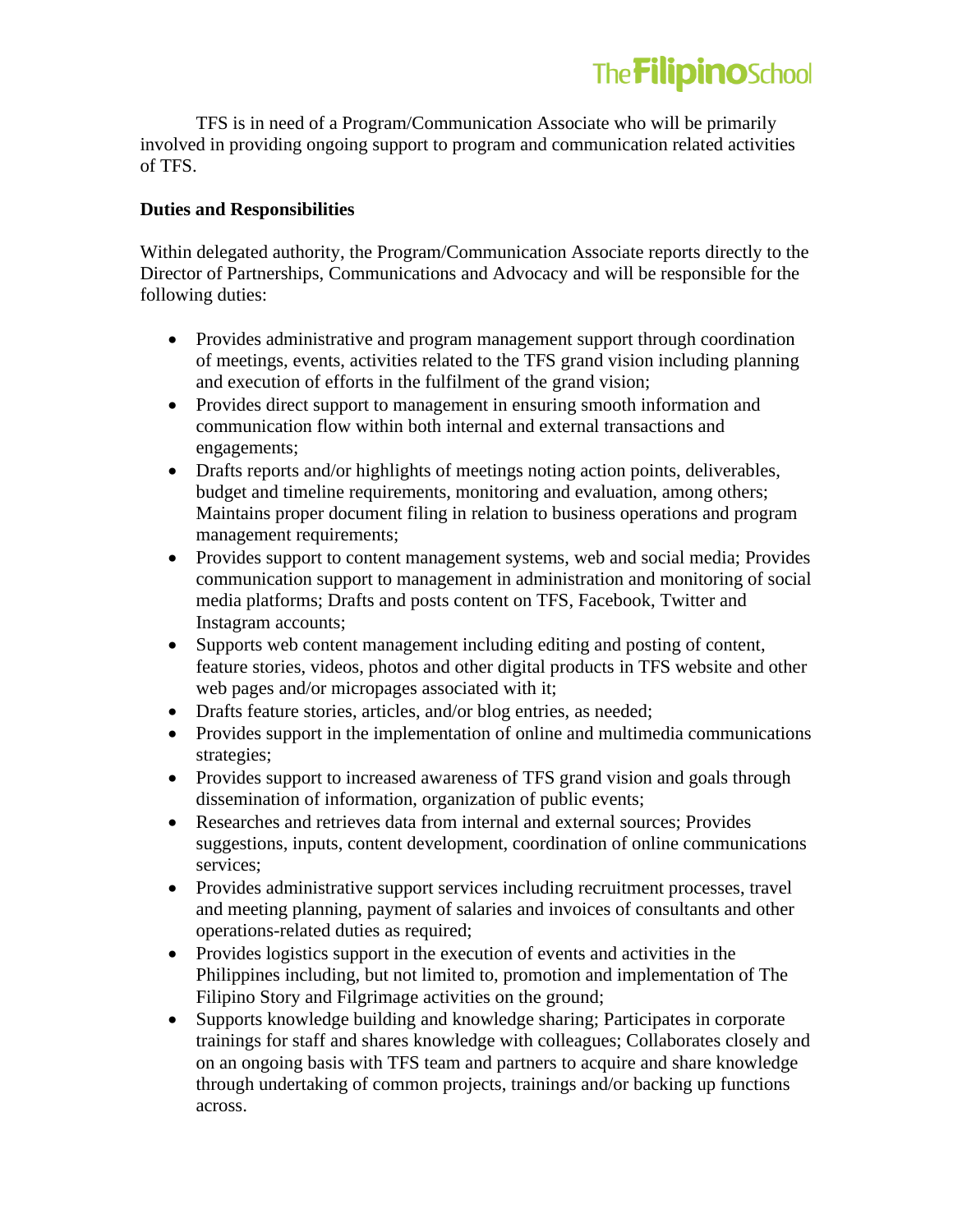TFS is in need of a Program/Communication Associate who will be primarily involved in providing ongoing support to program and communication related activities of TFS.

**Duties and Responsibilities**

Within delegated authority, the Program/Communication Associate reports directly to the Director of Partnerships, Communications and Advocacy and will be responsible for the following duties:

- Provides administrative and program management support through coordination of meetings, events, activities related to the TFS grand vision including planning and execution of efforts in the fulfilment of the grand vision;
- Provides direct support to management in ensuring smooth information and communication flow within both internal and external transactions and engagements;
- Drafts reports and/or highlights of meetings noting action points, deliverables, budget and timeline requirements, monitoring and evaluation, among others; Maintains proper document filing in relation to business operations and program management requirements;
- Provides support to content management systems, web and social media; Provides communication support to management in administration and monitoring of social media platforms; Drafts and posts content on TFS, Facebook, Twitter and Instagram accounts;
- Supports web content management including editing and posting of content, feature stories, videos, photos and other digital products in TFS website and other web pages and/or micropages associated with it;
- Drafts feature stories, articles, and/or blog entries, as needed;
- Provides support in the implementation of online and multimedia communications strategies;
- Provides support to increased awareness of TFS grand vision and goals through dissemination of information, organization of public events;
- Researches and retrieves data from internal and external sources; Provides suggestions, inputs, content development, coordination of online communications services;
- Provides administrative support services including recruitment processes, travel and meeting planning, payment of salaries and invoices of consultants and other operations-related duties as required;
- Provides logistics support in the execution of events and activities in the Philippines including, but not limited to, promotion and implementation of The Filipino Story and Filgrimage activities on the ground;
- Supports knowledge building and knowledge sharing; Participates in corporate trainings for staff and shares knowledge with colleagues; Collaborates closely and on an ongoing basis with TFS team and partners to acquire and share knowledge through undertaking of common projects, trainings and/or backing up functions across.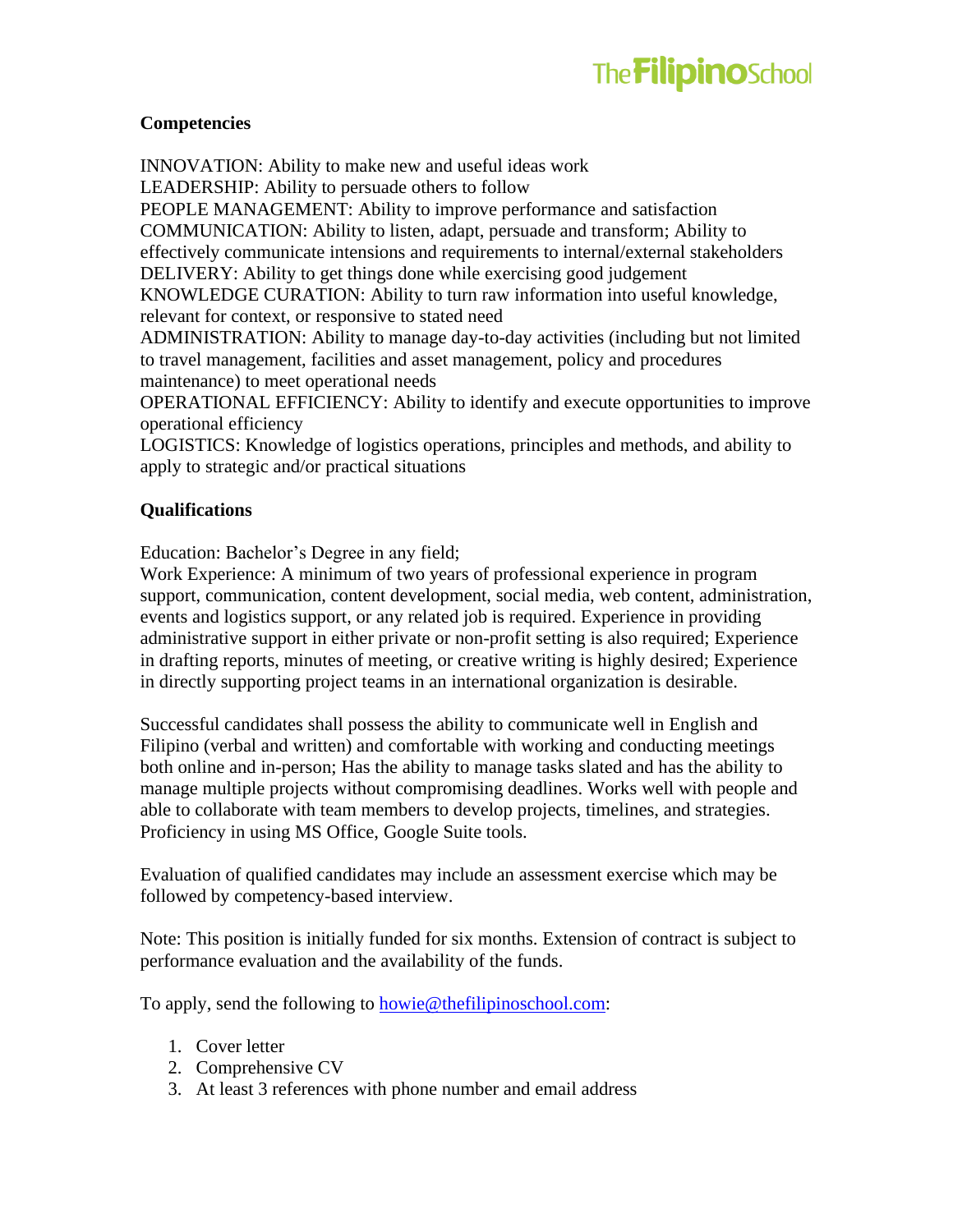**Competencies**

INNOVATION: Ability to make new and useful ideas work
LEADERSHIP: Ability to persuade others to follow
PEOPLE MANAGEMENT: Ability to improve performance and satisfaction
COMMUNICATION: Ability to listen, adapt, persuade and transform; Ability to effectively communicate intensions and requirements to internal/external stakeholders
DELIVERY: Ability to get things done while exercising good judgement
KNOWLEDGE CURATION: Ability to turn raw information into useful knowledge, relevant for context, or responsive to stated need
ADMINISTRATION: Ability to manage day-to-day activities (including but not limited to travel management, facilities and asset management, policy and procedures maintenance) to meet operational needs
OPERATIONAL EFFICIENCY: Ability to identify and execute opportunities to improve operational efficiency
LOGISTICS: Knowledge of logistics operations, principles and methods, and ability to apply to strategic and/or practical situations

**Qualifications**

Education: Bachelor's Degree in any field;
Work Experience: A minimum of two years of professional experience in program support, communication, content development, social media, web content, administration, events and logistics support, or any related job is required. Experience in providing administrative support in either private or non-profit setting is also required; Experience in drafting reports, minutes of meeting, or creative writing is highly desired; Experience in directly supporting project teams in an international organization is desirable.

Successful candidates shall possess the ability to communicate well in English and Filipino (verbal and written) and comfortable with working and conducting meetings both online and in-person; Has the ability to manage tasks slated and has the ability to manage multiple projects without compromising deadlines. Works well with people and able to collaborate with team members to develop projects, timelines, and strategies. Proficiency in using MS Office, Google Suite tools.

Evaluation of qualified candidates may include an assessment exercise which may be followed by competency-based interview.

Note: This position is initially funded for six months. Extension of contract is subject to performance evaluation and the availability of the funds.

To apply, send the following to howie@thefilipinoschool.com:

1. Cover letter
2. Comprehensive CV
3. At least 3 references with phone number and email address